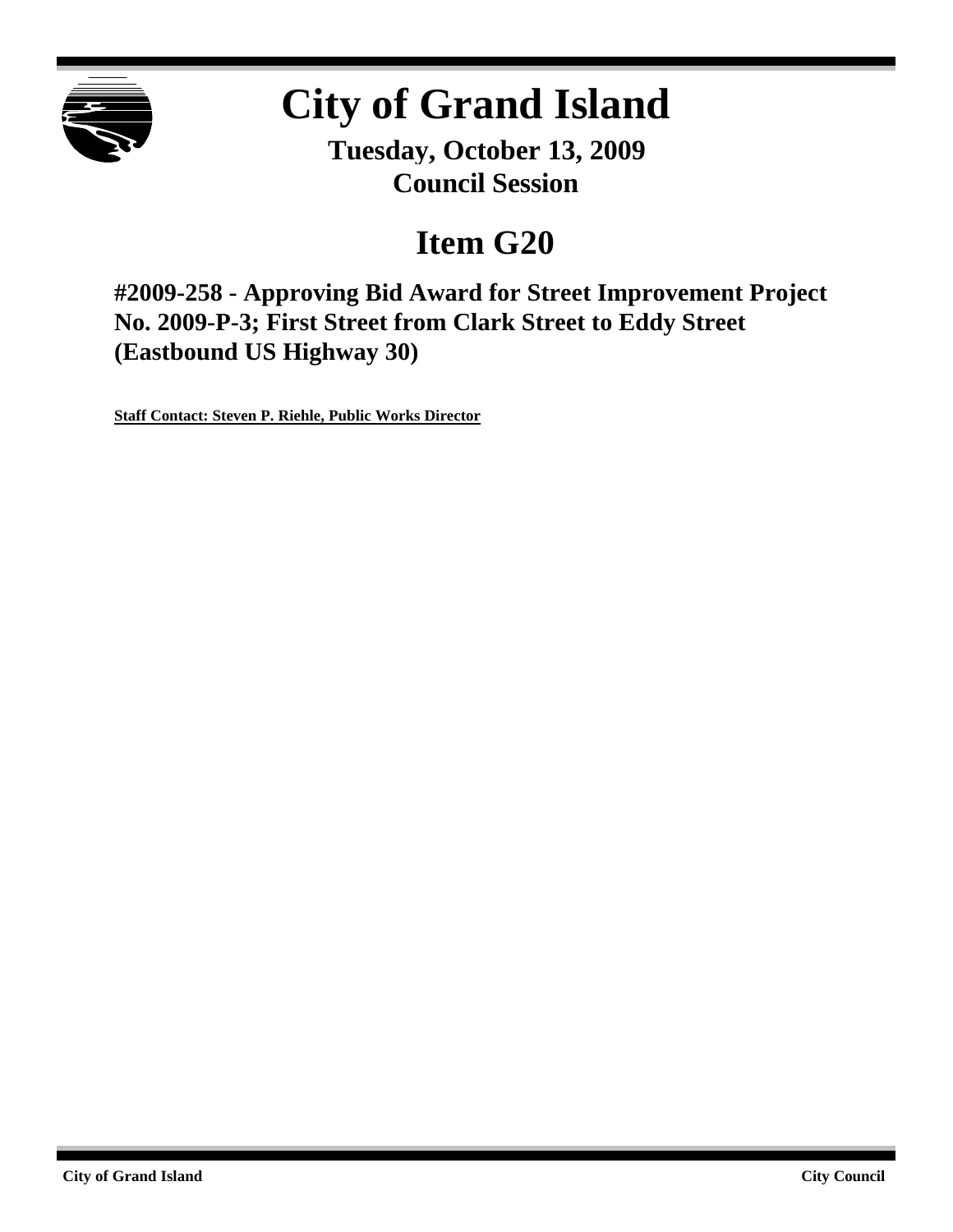# City of Grand Island

**Tuesday, October 13, 2009**
**Council Session**

## Item G20

### #2009-258 - Approving Bid Award for Street Improvement Project No. 2009-P-3; First Street from Clark Street to Eddy Street (Eastbound US Highway 30)

**Staff Contact: Steven P. Riehle, Public Works Director**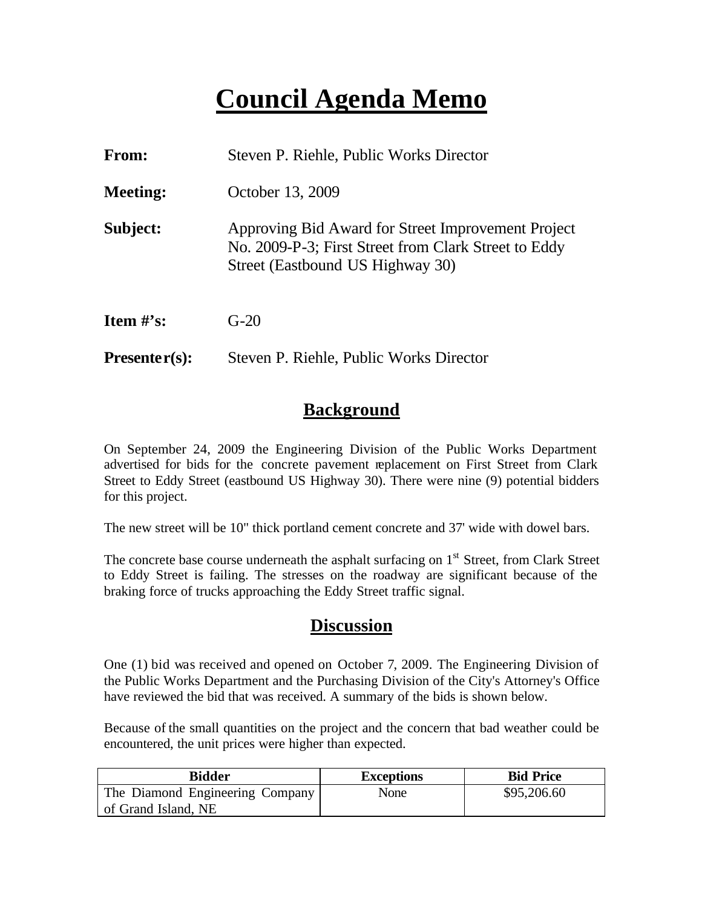# Council Agenda Memo

| | |
|---|---|
| **From:** | Steven P. Riehle, Public Works Director |
| **Meeting:** | October 13, 2009 |
| **Subject:** | Approving Bid Award for Street Improvement Project No. 2009-P-3; First Street from Clark Street to Eddy Street (Eastbound US Highway 30) |
| **Item #'s:** | G-20 |
| **Presenter(s):** | Steven P. Riehle, Public Works Director |

## Background

On September 24, 2009 the Engineering Division of the Public Works Department advertised for bids for the concrete pavement replacement on First Street from Clark Street to Eddy Street (eastbound US Highway 30). There were nine (9) potential bidders for this project.

The new street will be 10" thick portland cement concrete and 37' wide with dowel bars.

The concrete base course underneath the asphalt surfacing on 1st Street, from Clark Street to Eddy Street is failing. The stresses on the roadway are significant because of the braking force of trucks approaching the Eddy Street traffic signal.

## Discussion

One (1) bid was received and opened on October 7, 2009. The Engineering Division of the Public Works Department and the Purchasing Division of the City's Attorney's Office have reviewed the bid that was received. A summary of the bids is shown below.

Because of the small quantities on the project and the concern that bad weather could be encountered, the unit prices were higher than expected.

| Bidder | Exceptions | Bid Price |
|---|---|---|
| The Diamond Engineering Company of Grand Island, NE | None | $95,206.60 |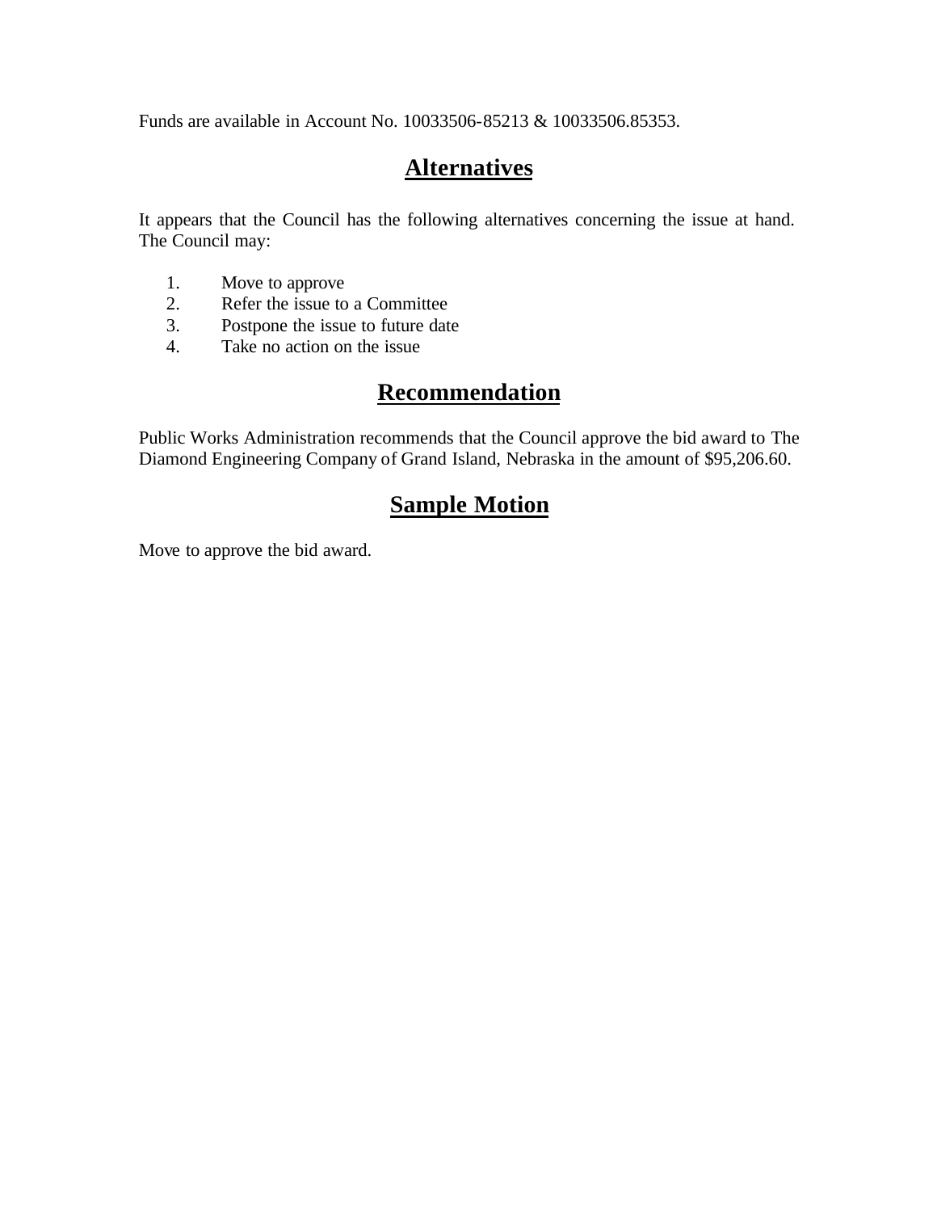Funds are available in Account No. 10033506-85213 & 10033506.85353.

## Alternatives

It appears that the Council has the following alternatives concerning the issue at hand. The Council may:

1. Move to approve
2. Refer the issue to a Committee
3. Postpone the issue to future date
4. Take no action on the issue

## Recommendation

Public Works Administration recommends that the Council approve the bid award to The Diamond Engineering Company of Grand Island, Nebraska in the amount of $95,206.60.

## Sample Motion

Move to approve the bid award.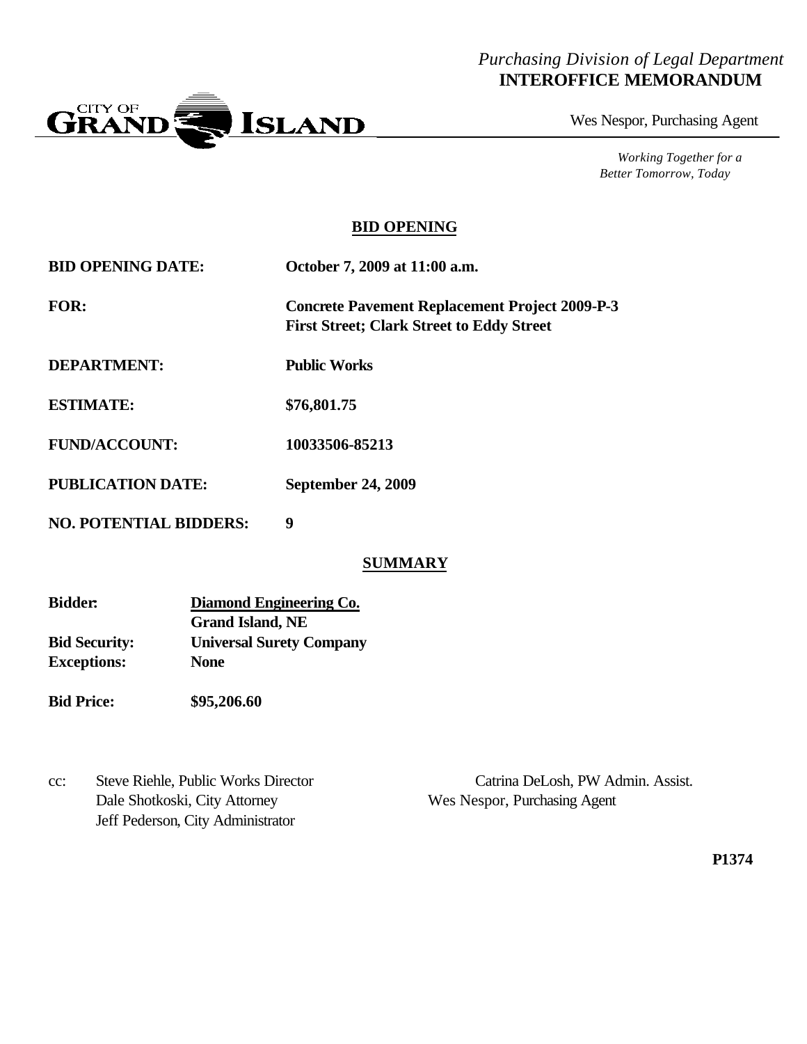*Purchasing Division of Legal Department*
**INTEROFFICE MEMORANDUM**

CITY OF GRAND ISLAND

Wes Nespor, Purchasing Agent

*Working Together for a Better Tomorrow, Today*

## BID OPENING

| | |
|---|---|
| **BID OPENING DATE:** | **October 7, 2009 at 11:00 a.m.** |
| **FOR:** | **Concrete Pavement Replacement Project 2009-P-3 First Street; Clark Street to Eddy Street** |
| **DEPARTMENT:** | **Public Works** |
| **ESTIMATE:** | **$76,801.75** |
| **FUND/ACCOUNT:** | **10033506-85213** |
| **PUBLICATION DATE:** | **September 24, 2009** |
| **NO. POTENTIAL BIDDERS:** | **9** |

## SUMMARY

| | |
|---|---|
| **Bidder:** | **Diamond Engineering Co.** **Grand Island, NE** |
| **Bid Security:** | **Universal Surety Company** |
| **Exceptions:** | **None** |

**Bid Price:** **$95,206.60**

cc: Steve Riehle, Public Works Director
Dale Shotkoski, City Attorney
Jeff Pederson, City Administrator
Catrina DeLosh, PW Admin. Assist.
Wes Nespor, Purchasing Agent

**P1374**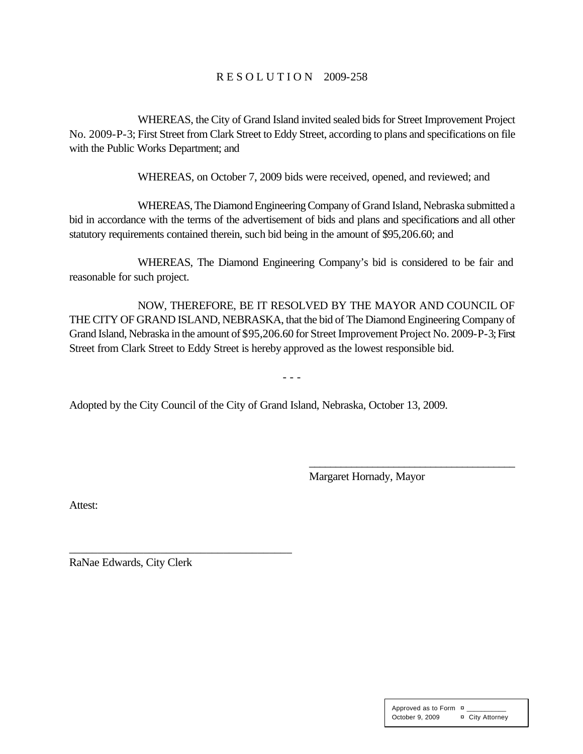# R E S O L U T I O N 2009-258

WHEREAS, the City of Grand Island invited sealed bids for Street Improvement Project No. 2009-P-3; First Street from Clark Street to Eddy Street, according to plans and specifications on file with the Public Works Department; and

WHEREAS, on October 7, 2009 bids were received, opened, and reviewed; and

WHEREAS, The Diamond Engineering Company of Grand Island, Nebraska submitted a bid in accordance with the terms of the advertisement of bids and plans and specifications and all other statutory requirements contained therein, such bid being in the amount of $95,206.60; and

WHEREAS, The Diamond Engineering Company's bid is considered to be fair and reasonable for such project.

NOW, THEREFORE, BE IT RESOLVED BY THE MAYOR AND COUNCIL OF THE CITY OF GRAND ISLAND, NEBRASKA, that the bid of The Diamond Engineering Company of Grand Island, Nebraska in the amount of $95,206.60 for Street Improvement Project No. 2009-P-3; First Street from Clark Street to Eddy Street is hereby approved as the lowest responsible bid.

\- - -

Adopted by the City Council of the City of Grand Island, Nebraska, October 13, 2009.

_____________________________________
Margaret Hornady, Mayor

Attest:

_____________________________________
RaNae Edwards, City Clerk

| | |
|---|---|
| Approved as to Form ¤ | __________ |
| October 9, 2009 | ¤ City Attorney |